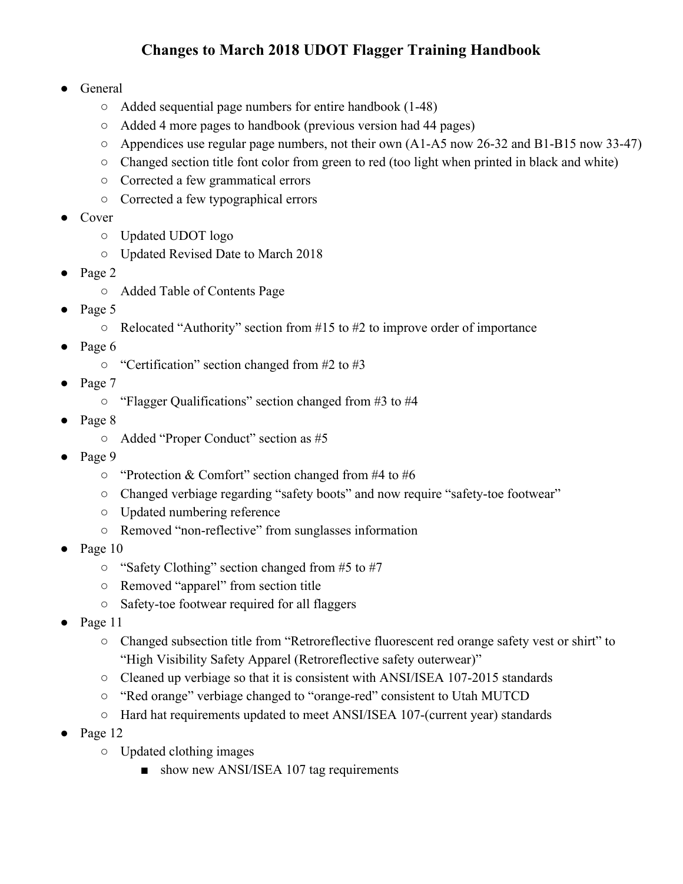# Changes to March 2018 UDOT Flagger Training Handbook

- General
  - Added sequential page numbers for entire handbook (1-48)
  - Added 4 more pages to handbook (previous version had 44 pages)
  - Appendices use regular page numbers, not their own (A1-A5 now 26-32 and B1-B15 now 33-47)
  - Changed section title font color from green to red (too light when printed in black and white)
  - Corrected a few grammatical errors
  - Corrected a few typographical errors
- Cover
  - Updated UDOT logo
  - Updated Revised Date to March 2018
- Page 2
  - Added Table of Contents Page
- Page 5
  - Relocated "Authority" section from #15 to #2 to improve order of importance
- Page 6
  - "Certification" section changed from #2 to #3
- Page 7
  - "Flagger Qualifications" section changed from #3 to #4
- Page 8
  - Added "Proper Conduct" section as #5
- Page 9
  - "Protection & Comfort" section changed from #4 to #6
  - Changed verbiage regarding "safety boots" and now require "safety-toe footwear"
  - Updated numbering reference
  - Removed "non-reflective" from sunglasses information
- Page 10
  - "Safety Clothing" section changed from #5 to #7
  - Removed "apparel" from section title
  - Safety-toe footwear required for all flaggers
- Page 11
  - Changed subsection title from "Retroreflective fluorescent red orange safety vest or shirt" to "High Visibility Safety Apparel (Retroreflective safety outerwear)"
  - Cleaned up verbiage so that it is consistent with ANSI/ISEA 107-2015 standards
  - "Red orange" verbiage changed to "orange-red" consistent to Utah MUTCD
  - Hard hat requirements updated to meet ANSI/ISEA 107-(current year) standards
- Page 12
  - Updated clothing images
    - show new ANSI/ISEA 107 tag requirements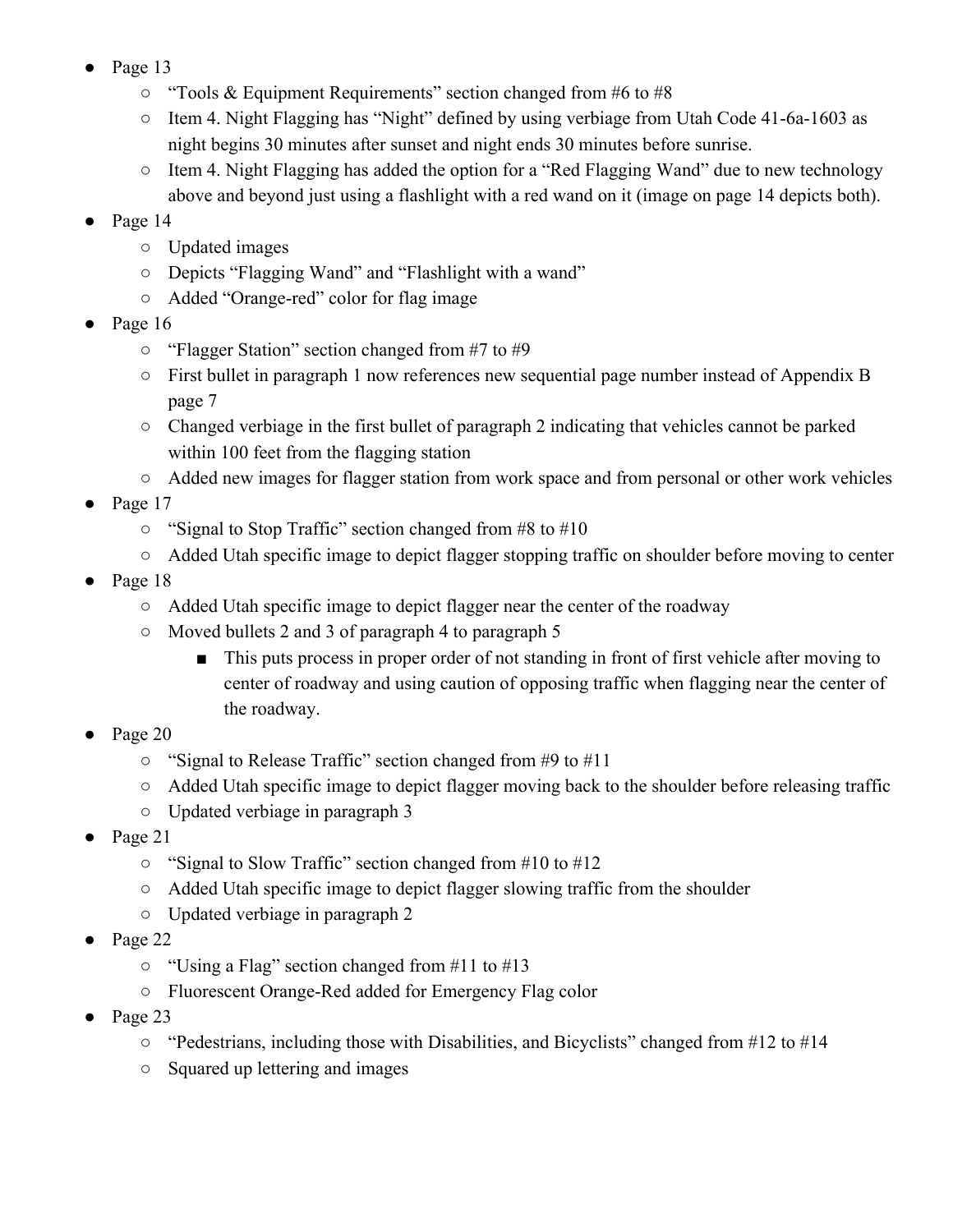- Page 13
  - "Tools & Equipment Requirements" section changed from #6 to #8
  - Item 4. Night Flagging has "Night" defined by using verbiage from Utah Code 41-6a-1603 as night begins 30 minutes after sunset and night ends 30 minutes before sunrise.
  - Item 4. Night Flagging has added the option for a "Red Flagging Wand" due to new technology above and beyond just using a flashlight with a red wand on it (image on page 14 depicts both).
- Page 14
  - Updated images
  - Depicts "Flagging Wand" and "Flashlight with a wand"
  - Added "Orange-red" color for flag image
- Page 16
  - "Flagger Station" section changed from #7 to #9
  - First bullet in paragraph 1 now references new sequential page number instead of Appendix B page 7
  - Changed verbiage in the first bullet of paragraph 2 indicating that vehicles cannot be parked within 100 feet from the flagging station
  - Added new images for flagger station from work space and from personal or other work vehicles
- Page 17
  - "Signal to Stop Traffic" section changed from #8 to #10
  - Added Utah specific image to depict flagger stopping traffic on shoulder before moving to center
- Page 18
  - Added Utah specific image to depict flagger near the center of the roadway
  - Moved bullets 2 and 3 of paragraph 4 to paragraph 5
    - This puts process in proper order of not standing in front of first vehicle after moving to center of roadway and using caution of opposing traffic when flagging near the center of the roadway.
- Page 20
  - "Signal to Release Traffic" section changed from #9 to #11
  - Added Utah specific image to depict flagger moving back to the shoulder before releasing traffic
  - Updated verbiage in paragraph 3
- Page 21
  - "Signal to Slow Traffic" section changed from #10 to #12
  - Added Utah specific image to depict flagger slowing traffic from the shoulder
  - Updated verbiage in paragraph 2
- Page 22
  - "Using a Flag" section changed from #11 to #13
  - Fluorescent Orange-Red added for Emergency Flag color
- Page 23
  - "Pedestrians, including those with Disabilities, and Bicyclists" changed from #12 to #14
  - Squared up lettering and images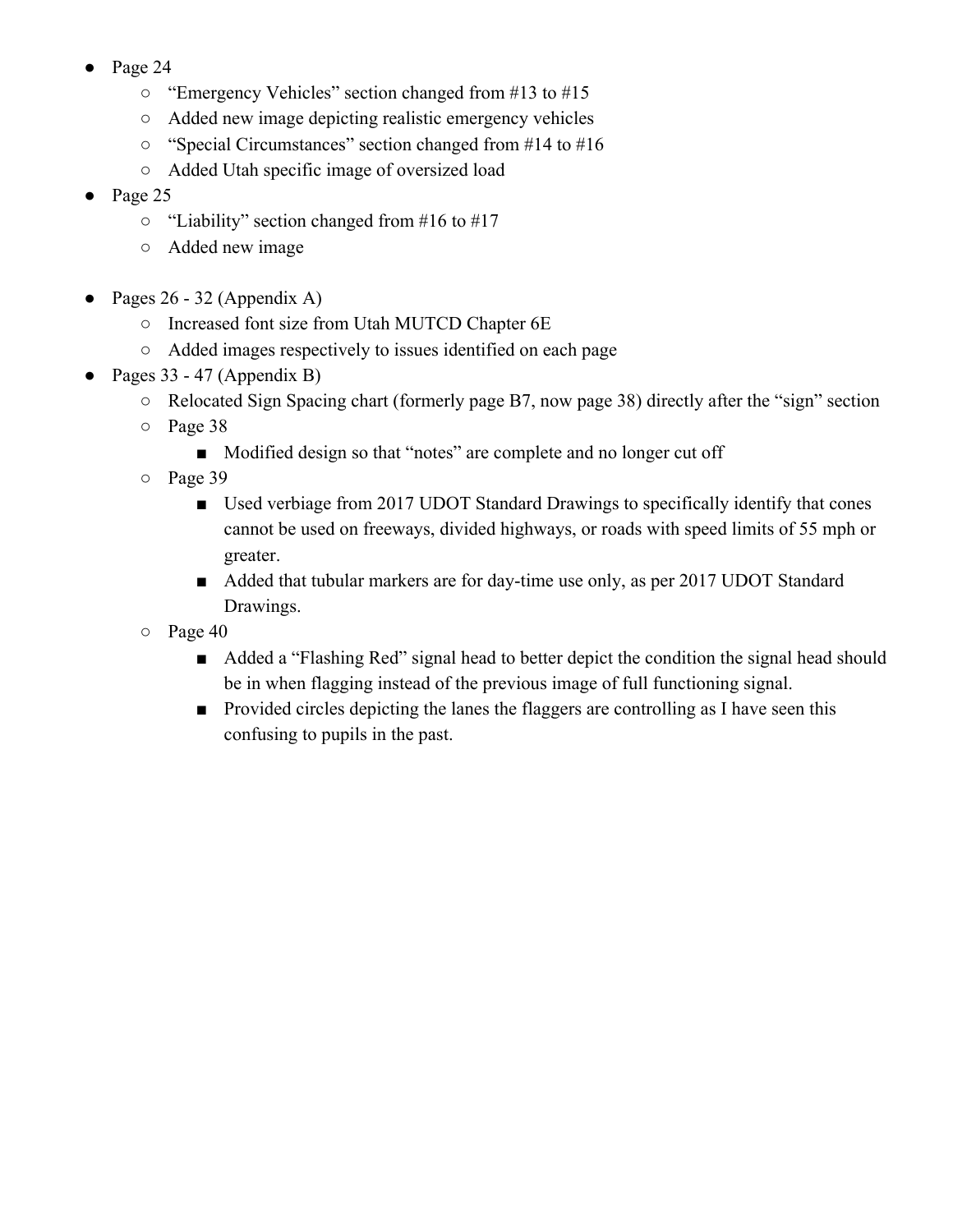- Page 24
  - "Emergency Vehicles" section changed from #13 to #15
  - Added new image depicting realistic emergency vehicles
  - "Special Circumstances" section changed from #14 to #16
  - Added Utah specific image of oversized load
- Page 25
  - "Liability" section changed from #16 to #17
  - Added new image

- Pages 26 - 32 (Appendix A)
  - Increased font size from Utah MUTCD Chapter 6E
  - Added images respectively to issues identified on each page
- Pages 33 - 47 (Appendix B)
  - Relocated Sign Spacing chart (formerly page B7, now page 38) directly after the "sign" section
  - Page 38
    - Modified design so that "notes" are complete and no longer cut off
  - Page 39
    - Used verbiage from 2017 UDOT Standard Drawings to specifically identify that cones cannot be used on freeways, divided highways, or roads with speed limits of 55 mph or greater.
    - Added that tubular markers are for day-time use only, as per 2017 UDOT Standard Drawings.
  - Page 40
    - Added a "Flashing Red" signal head to better depict the condition the signal head should be in when flagging instead of the previous image of full functioning signal.
    - Provided circles depicting the lanes the flaggers are controlling as I have seen this confusing to pupils in the past.